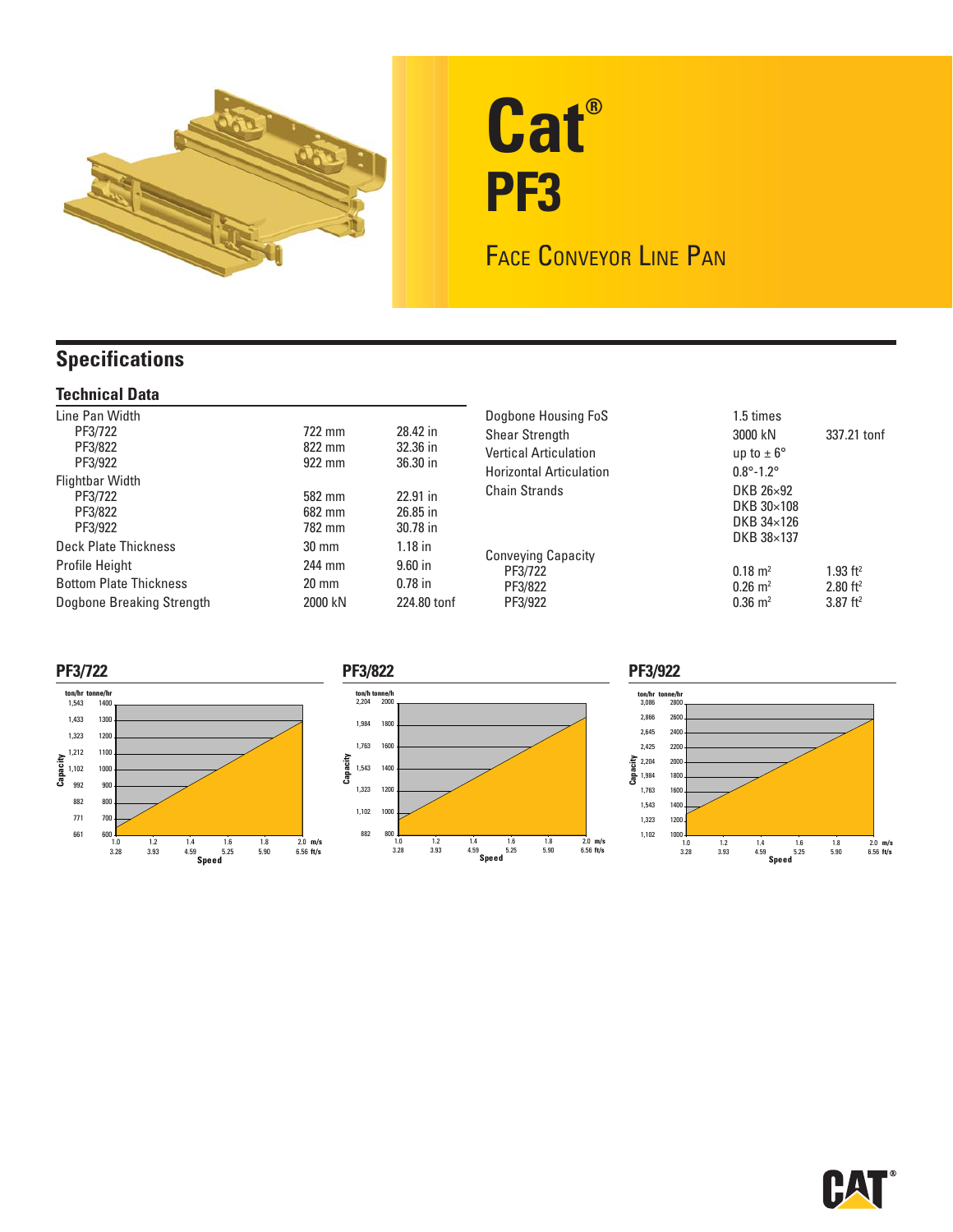# Cat® PF3

## Face Conveyor Line Pan

## Specifications

### Technical Data

| | | |
|---|---|---|
| Line Pan Width | | |
| PF3/722 | 722 mm | 28.42 in |
| PF3/822 | 822 mm | 32.36 in |
| PF3/922 | 922 mm | 36.30 in |
| Flightbar Width | | |
| PF3/722 | 582 mm | 22.91 in |
| PF3/822 | 682 mm | 26.85 in |
| PF3/922 | 782 mm | 30.78 in |
| Deck Plate Thickness | 30 mm | 1.18 in |
| Profile Height | 244 mm | 9.60 in |
| Bottom Plate Thickness | 20 mm | 0.78 in |
| Dogbone Breaking Strength | 2000 kN | 224.80 tonf |

| | | |
|---|---|---|
| Dogbone Housing FoS | 1.5 times | |
| Shear Strength | 3000 kN | 337.21 tonf |
| Vertical Articulation | up to ± 6° | |
| Horizontal Articulation | 0.8°-1.2° | |
| Chain Strands | DKB 26×92<br>DKB 30×108<br>DKB 34×126<br>DKB 38×137 | |
| Conveying Capacity | | |
| PF3/722 | 0.18 $m^2$ | 1.93 $ft^2$ |
| PF3/822 | 0.26 $m^2$ | 2.80 $ft^2$ |
| PF3/922 | 0.36 $m^2$ | 3.87 $ft^2$ |

### PF3/722

Capacity (ton/hr, tonne/hr): 661/600, 771/700, 882/800, 992/900, 1,102/1000, 1,212/1100, 1,323/1200, 1,433/1300, 1,543/1400

Speed (m/s, ft/s): 1.0/3.28, 1.2/3.93, 1.4/4.59, 1.6/5.25, 1.8/5.90, 2.0/6.56

### PF3/822

Capacity (ton/h, tonne/h): 882/800, 1,102/1000, 1,323/1200, 1,543/1400, 1,763/1600, 1,984/1800, 2,204/2000

Speed (m/s, ft/s): 1.0/3.28, 1.2/3.93, 1.4/4.59, 1.6/5.25, 1.8/5.90, 2.0/6.56

### PF3/922

Capacity (ton/hr, tonne/hr): 1,102/1000, 1,323/1200, 1,543/1400, 1,763/1600, 1,984/1800, 2,204/2000, 2,425/2200, 2,645/2400, 2,866/2600, 3,086/2800

Speed (m/s, ft/s): 1.0/3.28, 1.2/3.93, 1.4/4.59, 1.6/5.25, 1.8/5.90, 2.0/6.56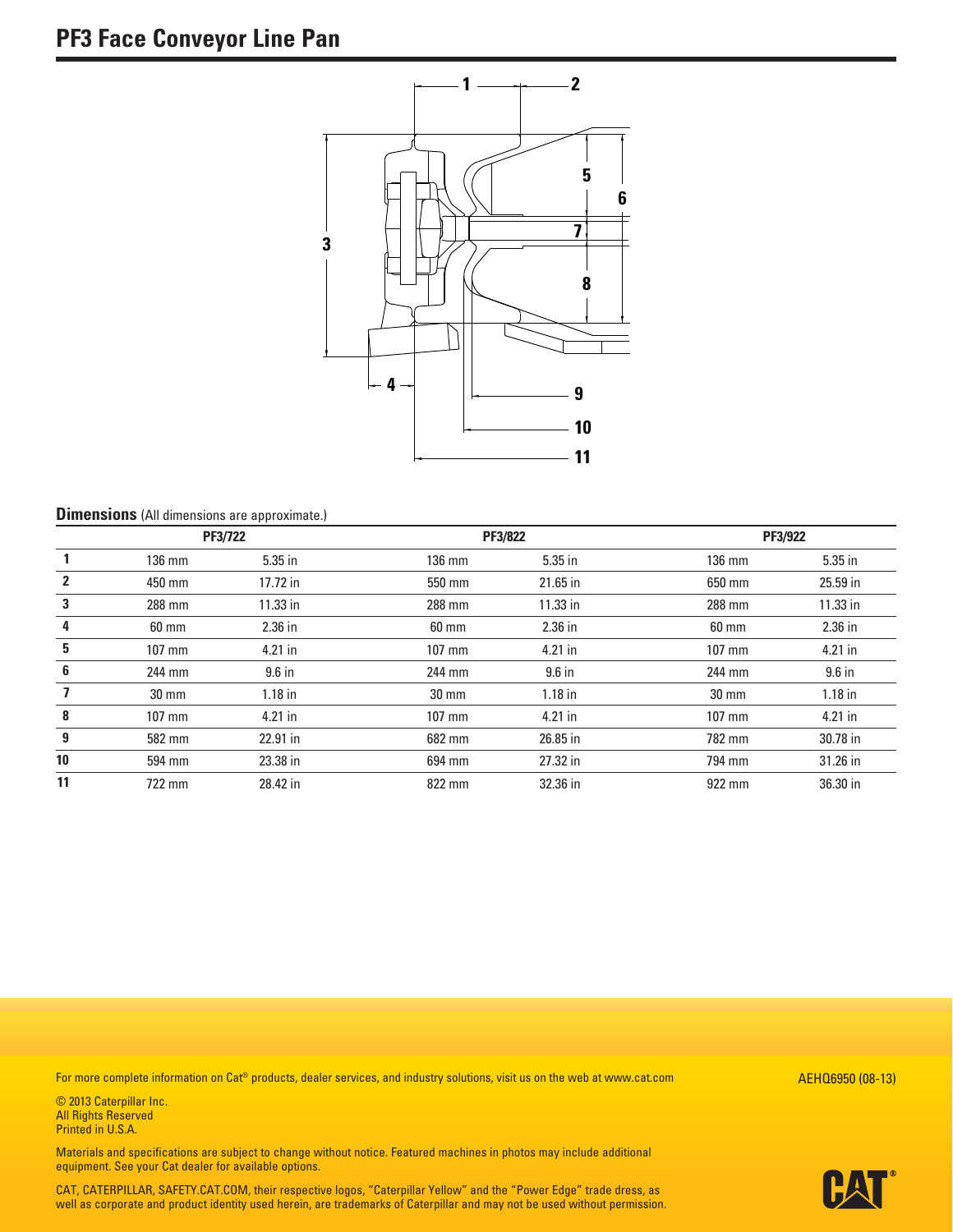# PF3 Face Conveyor Line Pan

1
2
3
4
5
6
7
8
9
10
11

**Dimensions** (All dimensions are approximate.)

| | PF3/722 | | PF3/822 | | PF3/922 | |
|---|---|---|---|---|---|---|
| **1** | 136 mm | 5.35 in | 136 mm | 5.35 in | 136 mm | 5.35 in |
| **2** | 450 mm | 17.72 in | 550 mm | 21.65 in | 650 mm | 25.59 in |
| **3** | 288 mm | 11.33 in | 288 mm | 11.33 in | 288 mm | 11.33 in |
| **4** | 60 mm | 2.36 in | 60 mm | 2.36 in | 60 mm | 2.36 in |
| **5** | 107 mm | 4.21 in | 107 mm | 4.21 in | 107 mm | 4.21 in |
| **6** | 244 mm | 9.6 in | 244 mm | 9.6 in | 244 mm | 9.6 in |
| **7** | 30 mm | 1.18 in | 30 mm | 1.18 in | 30 mm | 1.18 in |
| **8** | 107 mm | 4.21 in | 107 mm | 4.21 in | 107 mm | 4.21 in |
| **9** | 582 mm | 22.91 in | 682 mm | 26.85 in | 782 mm | 30.78 in |
| **10** | 594 mm | 23.38 in | 694 mm | 27.32 in | 794 mm | 31.26 in |
| **11** | 722 mm | 28.42 in | 822 mm | 32.36 in | 922 mm | 36.30 in |

For more complete information on Cat® products, dealer services, and industry solutions, visit us on the web at www.cat.com

AEHQ6950 (08-13)

© 2013 Caterpillar Inc.
All Rights Reserved
Printed in U.S.A.

Materials and specifications are subject to change without notice. Featured machines in photos may include additional equipment. See your Cat dealer for available options.

CAT, CATERPILLAR, SAFETY.CAT.COM, their respective logos, "Caterpillar Yellow" and the "Power Edge" trade dress, as well as corporate and product identity used herein, are trademarks of Caterpillar and may not be used without permission.